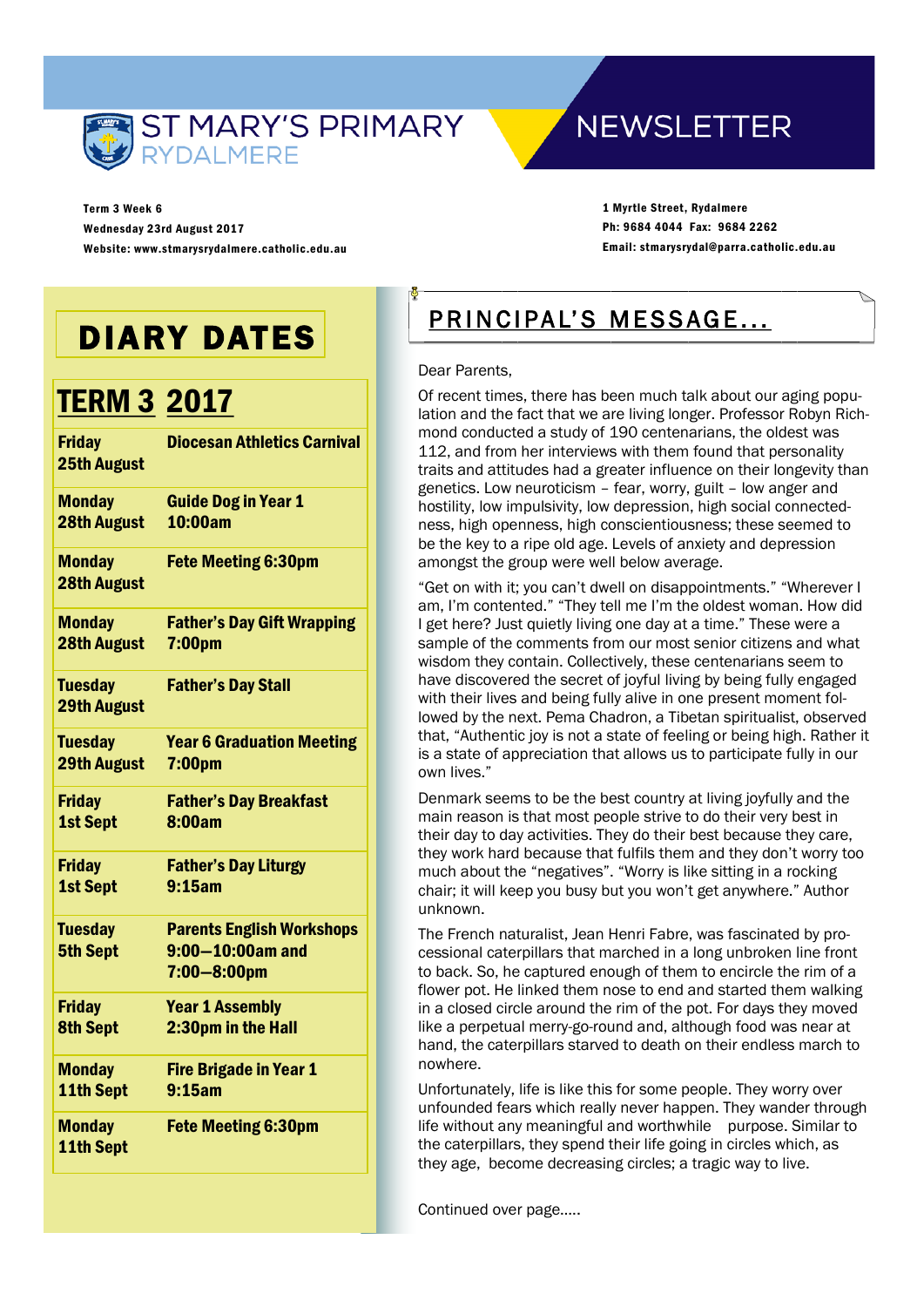# ST MARY'S PRIMARY RYDALMERE NEWSLETTER

**Term 3 Week 6**
**Wednesday 23rd August 2017**
**Website: www.stmarysrydalmere.catholic.edu.au**

**1 Myrtle Street, Rydalmere**
**Ph: 9684 4044 Fax: 9684 2262**
**Email: stmarysrydal@parra.catholic.edu.au**

## DIARY DATES

### TERM 3 2017

| | |
|---|---|
| **Friday 25th August** | **Diocesan Athletics Carnival** |
| **Monday 28th August** | **Guide Dog in Year 1 10:00am** |
| **Monday 28th August** | **Fete Meeting 6:30pm** |
| **Monday 28th August** | **Father's Day Gift Wrapping 7:00pm** |
| **Tuesday 29th August** | **Father's Day Stall** |
| **Tuesday 29th August** | **Year 6 Graduation Meeting 7:00pm** |
| **Friday 1st Sept** | **Father's Day Breakfast 8:00am** |
| **Friday 1st Sept** | **Father's Day Liturgy 9:15am** |
| **Tuesday 5th Sept** | **Parents English Workshops 9:00—10:00am and 7:00—8:00pm** |
| **Friday 8th Sept** | **Year 1 Assembly 2:30pm in the Hall** |
| **Monday 11th Sept** | **Fire Brigade in Year 1 9:15am** |
| **Monday 11th Sept** | **Fete Meeting 6:30pm** |

## PRINCIPAL'S MESSAGE...

Dear Parents,

Of recent times, there has been much talk about our aging population and the fact that we are living longer. Professor Robyn Richmond conducted a study of 190 centenarians, the oldest was 112, and from her interviews with them found that personality traits and attitudes had a greater influence on their longevity than genetics. Low neuroticism – fear, worry, guilt – low anger and hostility, low impulsivity, low depression, high social connectedness, high openness, high conscientiousness; these seemed to be the key to a ripe old age. Levels of anxiety and depression amongst the group were well below average.

"Get on with it; you can't dwell on disappointments." "Wherever I am, I'm contented." "They tell me I'm the oldest woman. How did I get here? Just quietly living one day at a time." These were a sample of the comments from our most senior citizens and what wisdom they contain. Collectively, these centenarians seem to have discovered the secret of joyful living by being fully engaged with their lives and being fully alive in one present moment followed by the next. Pema Chadron, a Tibetan spiritualist, observed that, "Authentic joy is not a state of feeling or being high. Rather it is a state of appreciation that allows us to participate fully in our own lives."

Denmark seems to be the best country at living joyfully and the main reason is that most people strive to do their very best in their day to day activities. They do their best because they care, they work hard because that fulfils them and they don't worry too much about the "negatives". "Worry is like sitting in a rocking chair; it will keep you busy but you won't get anywhere." Author unknown.

The French naturalist, Jean Henri Fabre, was fascinated by processional caterpillars that marched in a long unbroken line front to back. So, he captured enough of them to encircle the rim of a flower pot. He linked them nose to end and started them walking in a closed circle around the rim of the pot. For days they moved like a perpetual merry-go-round and, although food was near at hand, the caterpillars starved to death on their endless march to nowhere.

Unfortunately, life is like this for some people. They worry over unfounded fears which really never happen. They wander through life without any meaningful and worthwhile purpose. Similar to the caterpillars, they spend their life going in circles which, as they age, become decreasing circles; a tragic way to live.

Continued over page.....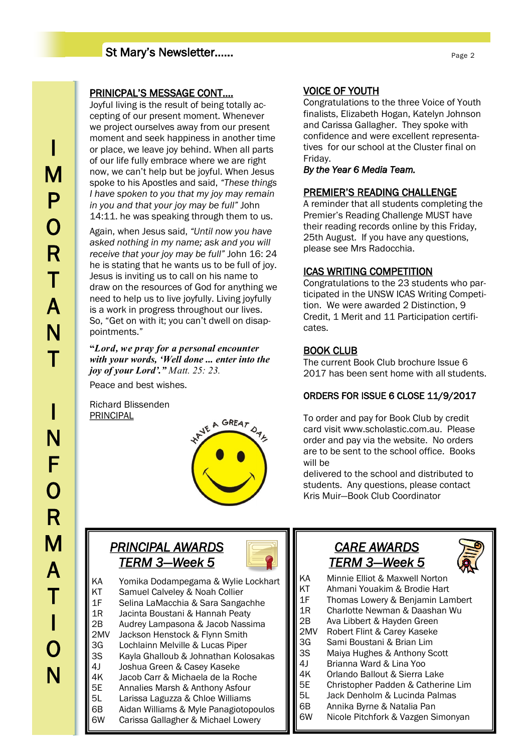IMPORTANT INFORMATION

## PRINICPAL'S MESSAGE CONT....

Joyful living is the result of being totally accepting of our present moment. Whenever we project ourselves away from our present moment and seek happiness in another time or place, we leave joy behind. When all parts of our life fully embrace where we are right now, we can't help but be joyful. When Jesus spoke to his Apostles and said, *"These things I have spoken to you that my joy may remain in you and that your joy may be full"* John 14:11. he was speaking through them to us.

Again, when Jesus said, *"Until now you have asked nothing in my name; ask and you will receive that your joy may be full"* John 16: 24 he is stating that he wants us to be full of joy. Jesus is inviting us to call on his name to draw on the resources of God for anything we need to help us to live joyfully. Living joyfully is a work in progress throughout our lives. So, "Get on with it; you can't dwell on disappointments."

***"Lord, we pray for a personal encounter with your words, 'Well done ... enter into the joy of your Lord'."*** *Matt. 25: 23.*

Peace and best wishes.

Richard Blissenden
PRINCIPAL

HAVE A GREAT DAY!

## VOICE OF YOUTH

Congratulations to the three Voice of Youth finalists, Elizabeth Hogan, Katelyn Johnson and Carissa Gallagher. They spoke with confidence and were excellent representatives for our school at the Cluster final on Friday.

*By the Year 6 Media Team.*

## PREMIER'S READING CHALLENGE

A reminder that all students completing the Premier's Reading Challenge MUST have their reading records online by this Friday, 25th August. If you have any questions, please see Mrs Radocchia.

## ICAS WRITING COMPETITION

Congratulations to the 23 students who participated in the UNSW ICAS Writing Competition. We were awarded 2 Distinction, 9 Credit, 1 Merit and 11 Participation certificates.

## BOOK CLUB

The current Book Club brochure Issue 6 2017 has been sent home with all students.

**ORDERS FOR ISSUE 6 CLOSE 11/9/2017**

To order and pay for Book Club by credit card visit www.scholastic.com.au. Please order and pay via the website. No orders are to be sent to the school office. Books will be delivered to the school and distributed to students. Any questions, please contact Kris Muir—Book Club Coordinator

## *PRINCIPAL AWARDS TERM 3—Week 5*

| Class | Students |
|---|---|
| KA | Yomika Dodampegama & Wylie Lockhart |
| KT | Samuel Calveley & Noah Collier |
| 1F | Selina LaMacchia & Sara Sangachhe |
| 1R | Jacinta Boustani & Hannah Peaty |
| 2B | Audrey Lampasona & Jacob Nassima |
| 2MV | Jackson Henstock & Flynn Smith |
| 3G | Lochlainn Melville & Lucas Piper |
| 3S | Kayla Ghalloub & Johnathan Kolosakas |
| 4J | Joshua Green & Casey Kaseke |
| 4K | Jacob Carr & Michaela de la Roche |
| 5E | Annalies Marsh & Anthony Asfour |
| 5L | Larissa Laguzza & Chloe Williams |
| 6B | Aidan Williams & Myle Panagiotopoulos |
| 6W | Carissa Gallagher & Michael Lowery |

## *CARE AWARDS TERM 3—Week 5*

| Class | Students |
|---|---|
| KA | Minnie Elliot & Maxwell Norton |
| KT | Ahmani Youakim & Brodie Hart |
| 1F | Thomas Lowery & Benjamin Lambert |
| 1R | Charlotte Newman & Daashan Wu |
| 2B | Ava Libbert & Hayden Green |
| 2MV | Robert Flint & Carey Kaseke |
| 3G | Sami Boustani & Brian Lim |
| 3S | Maiya Hughes & Anthony Scott |
| 4J | Brianna Ward & Lina Yoo |
| 4K | Orlando Ballout & Sierra Lake |
| 5E | Christopher Padden & Catherine Lim |
| 5L | Jack Denholm & Lucinda Palmas |
| 6B | Annika Byrne & Natalia Pan |
| 6W | Nicole Pitchfork & Vazgen Simonyan |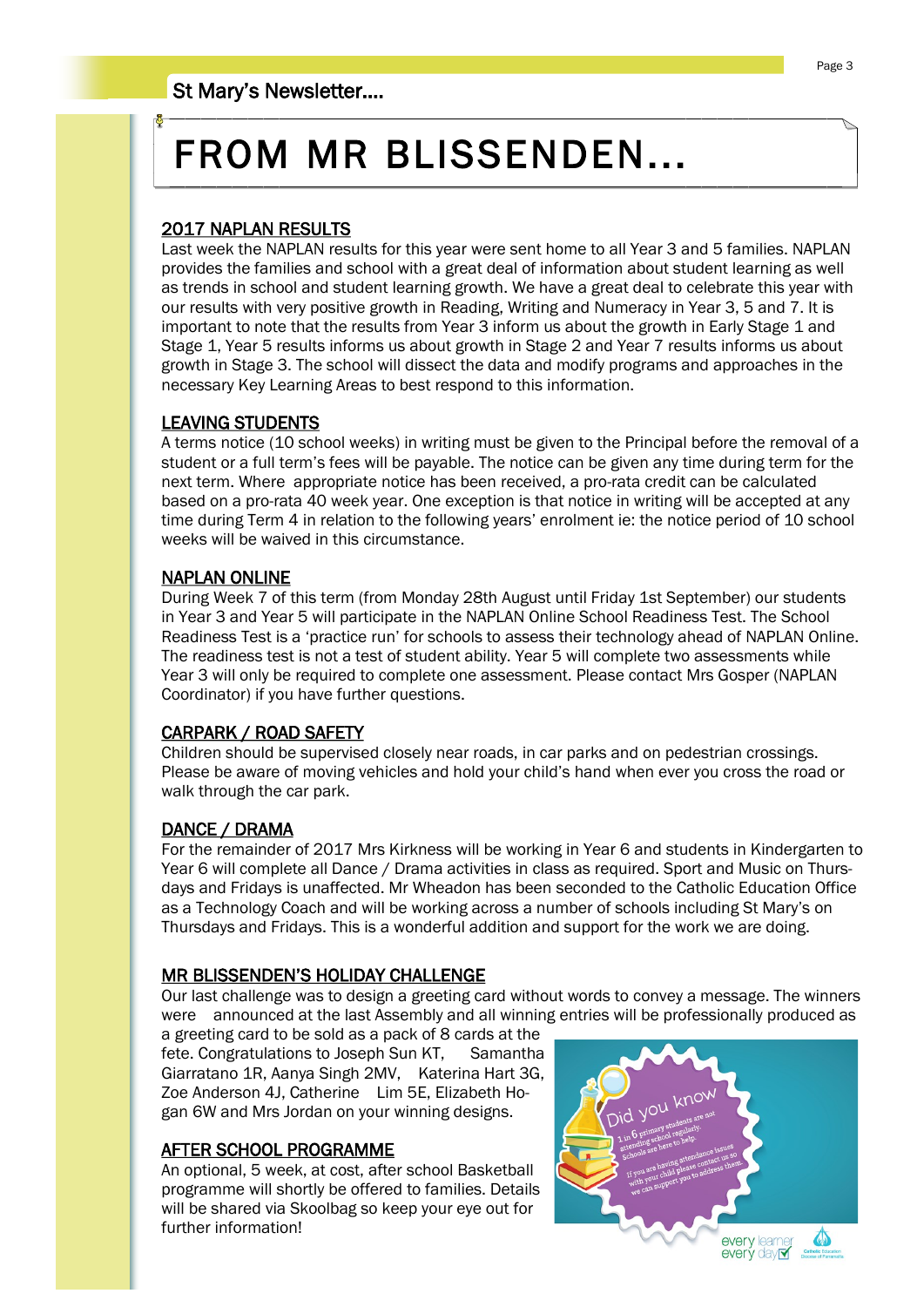# FROM MR BLISSENDEN...

## 2017 NAPLAN RESULTS

Last week the NAPLAN results for this year were sent home to all Year 3 and 5 families. NAPLAN provides the families and school with a great deal of information about student learning as well as trends in school and student learning growth. We have a great deal to celebrate this year with our results with very positive growth in Reading, Writing and Numeracy in Year 3, 5 and 7. It is important to note that the results from Year 3 inform us about the growth in Early Stage 1 and Stage 1, Year 5 results informs us about growth in Stage 2 and Year 7 results informs us about growth in Stage 3. The school will dissect the data and modify programs and approaches in the necessary Key Learning Areas to best respond to this information.

## LEAVING STUDENTS

A terms notice (10 school weeks) in writing must be given to the Principal before the removal of a student or a full term's fees will be payable. The notice can be given any time during term for the next term. Where appropriate notice has been received, a pro-rata credit can be calculated based on a pro-rata 40 week year. One exception is that notice in writing will be accepted at any time during Term 4 in relation to the following years' enrolment ie: the notice period of 10 school weeks will be waived in this circumstance.

## NAPLAN ONLINE

During Week 7 of this term (from Monday 28th August until Friday 1st September) our students in Year 3 and Year 5 will participate in the NAPLAN Online School Readiness Test. The School Readiness Test is a 'practice run' for schools to assess their technology ahead of NAPLAN Online. The readiness test is not a test of student ability. Year 5 will complete two assessments while Year 3 will only be required to complete one assessment. Please contact Mrs Gosper (NAPLAN Coordinator) if you have further questions.

## CARPARK / ROAD SAFETY

Children should be supervised closely near roads, in car parks and on pedestrian crossings. Please be aware of moving vehicles and hold your child's hand when ever you cross the road or walk through the car park.

## DANCE / DRAMA

For the remainder of 2017 Mrs Kirkness will be working in Year 6 and students in Kindergarten to Year 6 will complete all Dance / Drama activities in class as required. Sport and Music on Thursdays and Fridays is unaffected. Mr Wheadon has been seconded to the Catholic Education Office as a Technology Coach and will be working across a number of schools including St Mary's on Thursdays and Fridays. This is a wonderful addition and support for the work we are doing.

## MR BLISSENDEN'S HOLIDAY CHALLENGE

Our last challenge was to design a greeting card without words to convey a message. The winners were announced at the last Assembly and all winning entries will be professionally produced as a greeting card to be sold as a pack of 8 cards at the fete. Congratulations to Joseph Sun KT, Samantha Giarratano 1R, Aanya Singh 2MV, Katerina Hart 3G, Zoe Anderson 4J, Catherine Lim 5E, Elizabeth Hogan 6W and Mrs Jordan on your winning designs.

## AFTER SCHOOL PROGRAMME

An optional, 5 week, at cost, after school Basketball programme will shortly be offered to families. Details will be shared via Skoolbag so keep your eye out for further information!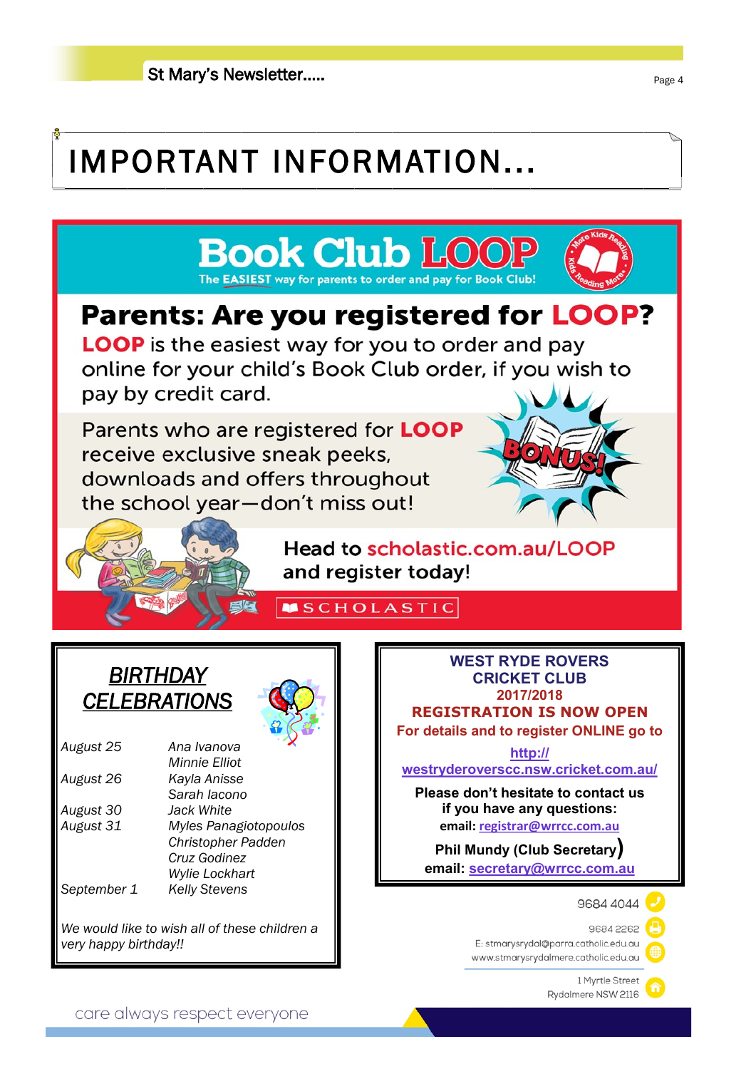# IMPORTANT INFORMATION...

## Book Club LOOP

The EASIEST way for parents to order and pay for Book Club!

More Kids Reading • Kids Reading More •

### Parents: Are you registered for LOOP?

**LOOP** is the easiest way for you to order and pay online for your child's Book Club order, if you wish to pay by credit card.

Parents who are registered for **LOOP** receive exclusive sneak peeks, downloads and offers throughout the school year—don't miss out!

BONUS!

**Head to scholastic.com.au/LOOP and register today!**

SCHOLASTIC

## *BIRTHDAY CELEBRATIONS*

| | |
|---|---|
| *August 25* | *Ana Ivanova* |
| | *Minnie Elliot* |
| *August 26* | *Kayla Anisse* |
| | *Sarah Iacono* |
| *August 30* | *Jack White* |
| *August 31* | *Myles Panagiotopoulos* |
| | *Christopher Padden* |
| | *Cruz Godinez* |
| | *Wylie Lockhart* |
| *September 1* | *Kelly Stevens* |

*We would like to wish all of these children a very happy birthday!!*

## WEST RYDE ROVERS CRICKET CLUB

**2017/2018**

**REGISTRATION IS NOW OPEN**

**For details and to register ONLINE go to**

**http://westryderoverscc.nsw.cricket.com.au/**

**Please don't hesitate to contact us if you have any questions:**

**email: registrar@wrrcc.com.au**

**Phil Mundy (Club Secretary)**

**email: secretary@wrrcc.com.au**

9684 4044

9684 2262

E: stmarysrydal@parra.catholic.edu.au

www.stmarysrydalmere.catholic.edu.au

1 Myrtle Street

Rydalmere NSW 2116

care always respect everyone